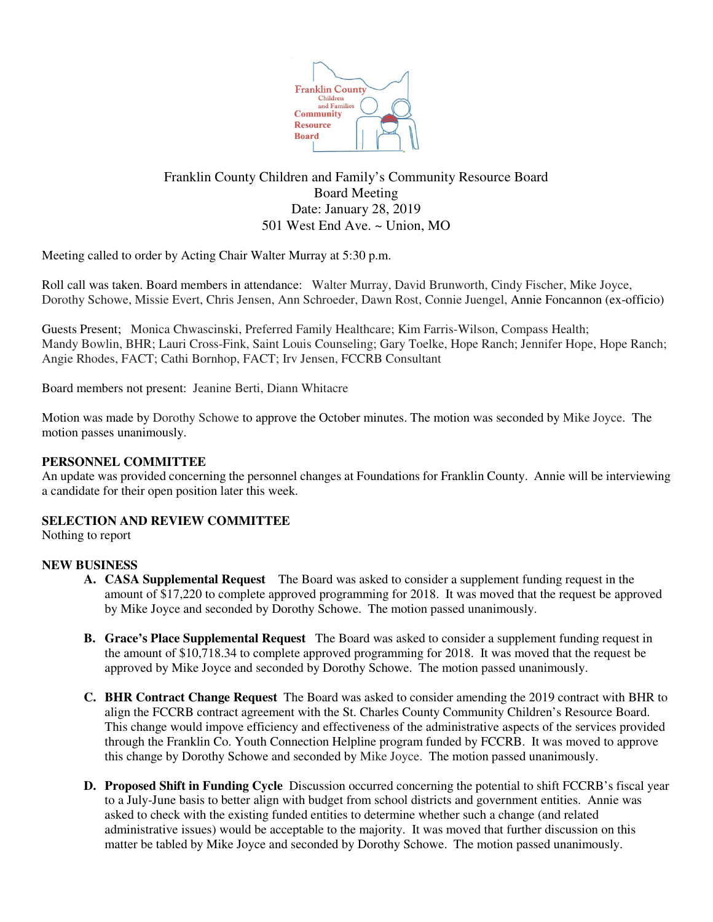Franklin County Children and Family's Community Resource Board
Board Meeting
Date: January 28, 2019
501 West End Ave. ~ Union, MO

Meeting called to order by Acting Chair Walter Murray at 5:30 p.m.

Roll call was taken. Board members in attendance: Walter Murray, David Brunworth, Cindy Fischer, Mike Joyce, Dorothy Schowe, Missie Evert, Chris Jensen, Ann Schroeder, Dawn Rost, Connie Juengel, Annie Foncannon (ex-officio)

Guests Present; Monica Chwascinski, Preferred Family Healthcare; Kim Farris-Wilson, Compass Health; Mandy Bowlin, BHR; Lauri Cross-Fink, Saint Louis Counseling; Gary Toelke, Hope Ranch; Jennifer Hope, Hope Ranch; Angie Rhodes, FACT; Cathi Bornhop, FACT; Irv Jensen, FCCRB Consultant

Board members not present: Jeanine Berti, Diann Whitacre

Motion was made by Dorothy Schowe to approve the October minutes. The motion was seconded by Mike Joyce. The motion passes unanimously.

**PERSONNEL COMMITTEE**

An update was provided concerning the personnel changes at Foundations for Franklin County. Annie will be interviewing a candidate for their open position later this week.

**SELECTION AND REVIEW COMMITTEE**

Nothing to report

**NEW BUSINESS**

- **A. CASA Supplemental Request** The Board was asked to consider a supplement funding request in the amount of $17,220 to complete approved programming for 2018. It was moved that the request be approved by Mike Joyce and seconded by Dorothy Schowe. The motion passed unanimously.

- **B. Grace's Place Supplemental Request** The Board was asked to consider a supplement funding request in the amount of $10,718.34 to complete approved programming for 2018. It was moved that the request be approved by Mike Joyce and seconded by Dorothy Schowe. The motion passed unanimously.

- **C. BHR Contract Change Request** The Board was asked to consider amending the 2019 contract with BHR to align the FCCRB contract agreement with the St. Charles County Community Children's Resource Board. This change would impove efficiency and effectiveness of the administrative aspects of the services provided through the Franklin Co. Youth Connection Helpline program funded by FCCRB. It was moved to approve this change by Dorothy Schowe and seconded by Mike Joyce. The motion passed unanimously.

- **D. Proposed Shift in Funding Cycle** Discussion occurred concerning the potential to shift FCCRB's fiscal year to a July-June basis to better align with budget from school districts and government entities. Annie was asked to check with the existing funded entities to determine whether such a change (and related administrative issues) would be acceptable to the majority. It was moved that further discussion on this matter be tabled by Mike Joyce and seconded by Dorothy Schowe. The motion passed unanimously.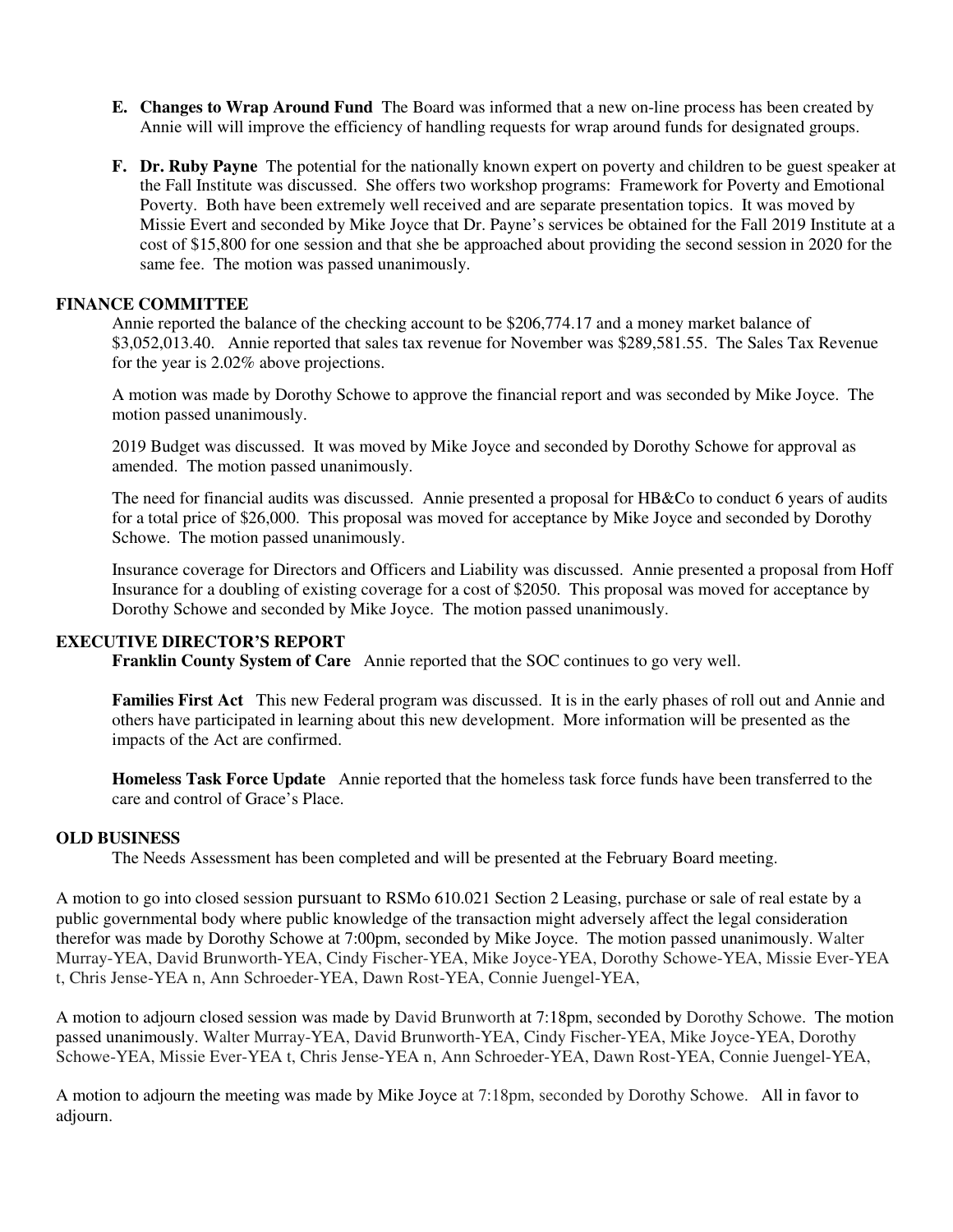E. **Changes to Wrap Around Fund** The Board was informed that a new on-line process has been created by Annie will will improve the efficiency of handling requests for wrap around funds for designated groups.

F. **Dr. Ruby Payne** The potential for the nationally known expert on poverty and children to be guest speaker at the Fall Institute was discussed. She offers two workshop programs: Framework for Poverty and Emotional Poverty. Both have been extremely well received and are separate presentation topics. It was moved by Missie Evert and seconded by Mike Joyce that Dr. Payne's services be obtained for the Fall 2019 Institute at a cost of $15,800 for one session and that she be approached about providing the second session in 2020 for the same fee. The motion was passed unanimously.

**FINANCE COMMITTEE**

Annie reported the balance of the checking account to be $206,774.17 and a money market balance of $3,052,013.40. Annie reported that sales tax revenue for November was $289,581.55. The Sales Tax Revenue for the year is 2.02% above projections.

A motion was made by Dorothy Schowe to approve the financial report and was seconded by Mike Joyce. The motion passed unanimously.

2019 Budget was discussed. It was moved by Mike Joyce and seconded by Dorothy Schowe for approval as amended. The motion passed unanimously.

The need for financial audits was discussed. Annie presented a proposal for HB&Co to conduct 6 years of audits for a total price of $26,000. This proposal was moved for acceptance by Mike Joyce and seconded by Dorothy Schowe. The motion passed unanimously.

Insurance coverage for Directors and Officers and Liability was discussed. Annie presented a proposal from Hoff Insurance for a doubling of existing coverage for a cost of $2050. This proposal was moved for acceptance by Dorothy Schowe and seconded by Mike Joyce. The motion passed unanimously.

**EXECUTIVE DIRECTOR'S REPORT**

**Franklin County System of Care** Annie reported that the SOC continues to go very well.

**Families First Act** This new Federal program was discussed. It is in the early phases of roll out and Annie and others have participated in learning about this new development. More information will be presented as the impacts of the Act are confirmed.

**Homeless Task Force Update** Annie reported that the homeless task force funds have been transferred to the care and control of Grace's Place.

**OLD BUSINESS**

The Needs Assessment has been completed and will be presented at the February Board meeting.

A motion to go into closed session pursuant to RSMo 610.021 Section 2 Leasing, purchase or sale of real estate by a public governmental body where public knowledge of the transaction might adversely affect the legal consideration therefor was made by Dorothy Schowe at 7:00pm, seconded by Mike Joyce. The motion passed unanimously. Walter Murray-YEA, David Brunworth-YEA, Cindy Fischer-YEA, Mike Joyce-YEA, Dorothy Schowe-YEA, Missie Ever-YEA t, Chris Jense-YEA n, Ann Schroeder-YEA, Dawn Rost-YEA, Connie Juengel-YEA,

A motion to adjourn closed session was made by David Brunworth at 7:18pm, seconded by Dorothy Schowe. The motion passed unanimously. Walter Murray-YEA, David Brunworth-YEA, Cindy Fischer-YEA, Mike Joyce-YEA, Dorothy Schowe-YEA, Missie Ever-YEA t, Chris Jense-YEA n, Ann Schroeder-YEA, Dawn Rost-YEA, Connie Juengel-YEA,

A motion to adjourn the meeting was made by Mike Joyce at 7:18pm, seconded by Dorothy Schowe. All in favor to adjourn.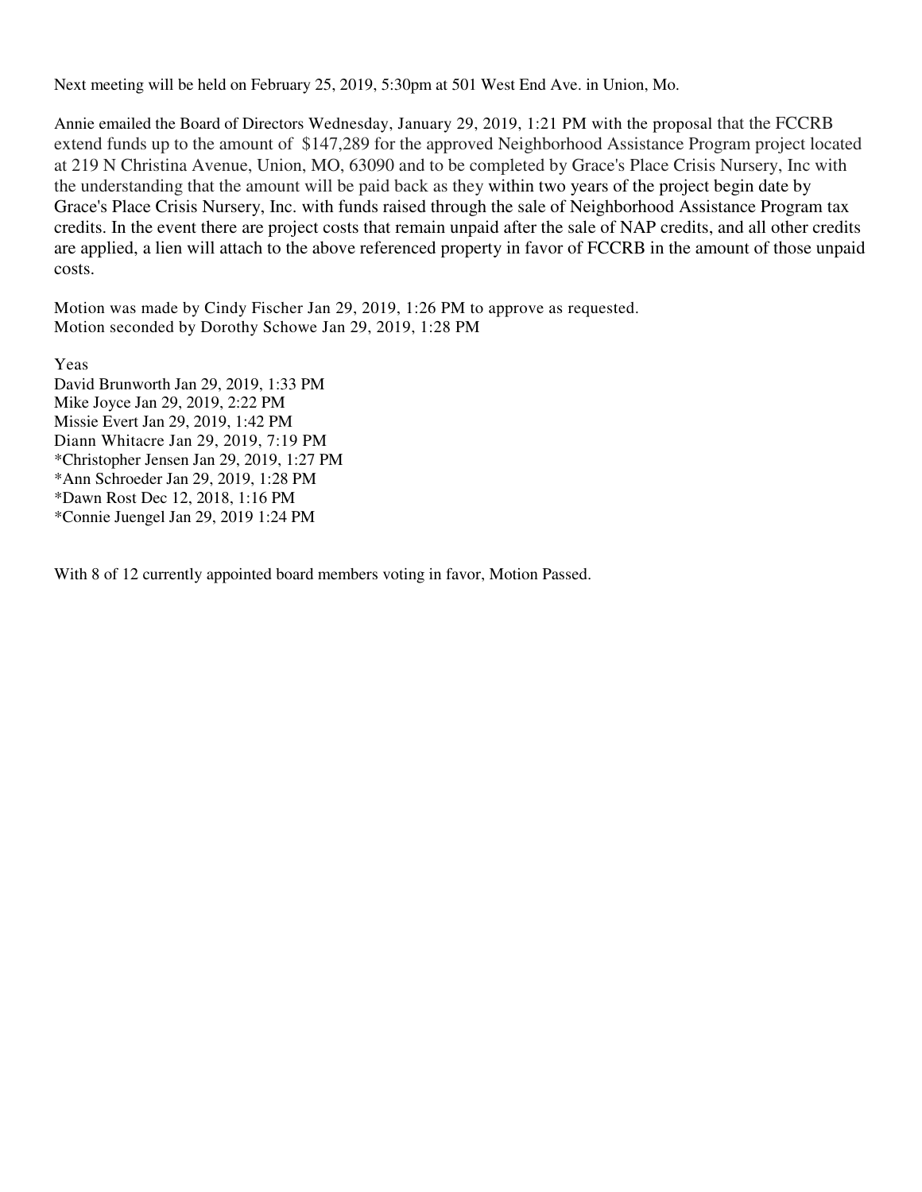Next meeting will be held on February 25, 2019, 5:30pm at 501 West End Ave. in Union, Mo.

Annie emailed the Board of Directors Wednesday, January 29, 2019, 1:21 PM with the proposal that the FCCRB extend funds up to the amount of $147,289 for the approved Neighborhood Assistance Program project located at 219 N Christina Avenue, Union, MO, 63090 and to be completed by Grace's Place Crisis Nursery, Inc with the understanding that the amount will be paid back as they within two years of the project begin date by Grace's Place Crisis Nursery, Inc. with funds raised through the sale of Neighborhood Assistance Program tax credits. In the event there are project costs that remain unpaid after the sale of NAP credits, and all other credits are applied, a lien will attach to the above referenced property in favor of FCCRB in the amount of those unpaid costs.

Motion was made by Cindy Fischer Jan 29, 2019, 1:26 PM to approve as requested.  
Motion seconded by Dorothy Schowe Jan 29, 2019, 1:28 PM

Yeas  
David Brunworth Jan 29, 2019, 1:33 PM  
Mike Joyce Jan 29, 2019, 2:22 PM  
Missie Evert Jan 29, 2019, 1:42 PM  
Diann Whitacre Jan 29, 2019, 7:19 PM  
*Christopher Jensen Jan 29, 2019, 1:27 PM  
*Ann Schroeder Jan 29, 2019, 1:28 PM  
*Dawn Rost Dec 12, 2018, 1:16 PM  
*Connie Juengel Jan 29, 2019 1:24 PM

With 8 of 12 currently appointed board members voting in favor, Motion Passed.